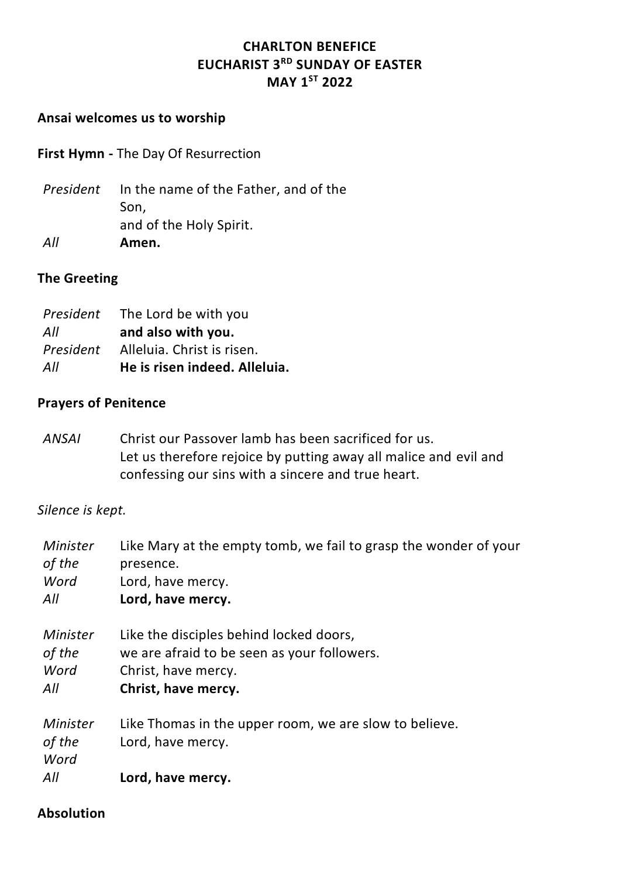**CHARLTON BENEFICE**
**EUCHARIST 3RD SUNDAY OF EASTER**
**MAY 1ST 2022**

**Ansai welcomes us to worship**

**First Hymn -** The Day Of Resurrection

| | |
|---|---|
| *President* | In the name of the Father, and of the Son, and of the Holy Spirit. |
| *All* | **Amen.** |

**The Greeting**

| | |
|---|---|
| *President* | The Lord be with you |
| *All* | **and also with you.** |
| *President* | Alleluia. Christ is risen. |
| *All* | **He is risen indeed. Alleluia.** |

**Prayers of Penitence**

| | |
|---|---|
| *ANSAI* | Christ our Passover lamb has been sacrificed for us. Let us therefore rejoice by putting away all malice and evil and confessing our sins with a sincere and true heart. |

*Silence is kept.*

| | |
|---|---|
| *Minister of the Word* | Like Mary at the empty tomb, we fail to grasp the wonder of your presence. Lord, have mercy. |
| *All* | **Lord, have mercy.** |
| *Minister of the Word* | Like the disciples behind locked doors, we are afraid to be seen as your followers. Christ, have mercy. |
| *All* | **Christ, have mercy.** |
| *Minister of the Word* | Like Thomas in the upper room, we are slow to believe. Lord, have mercy. |
| *All* | **Lord, have mercy.** |

**Absolution**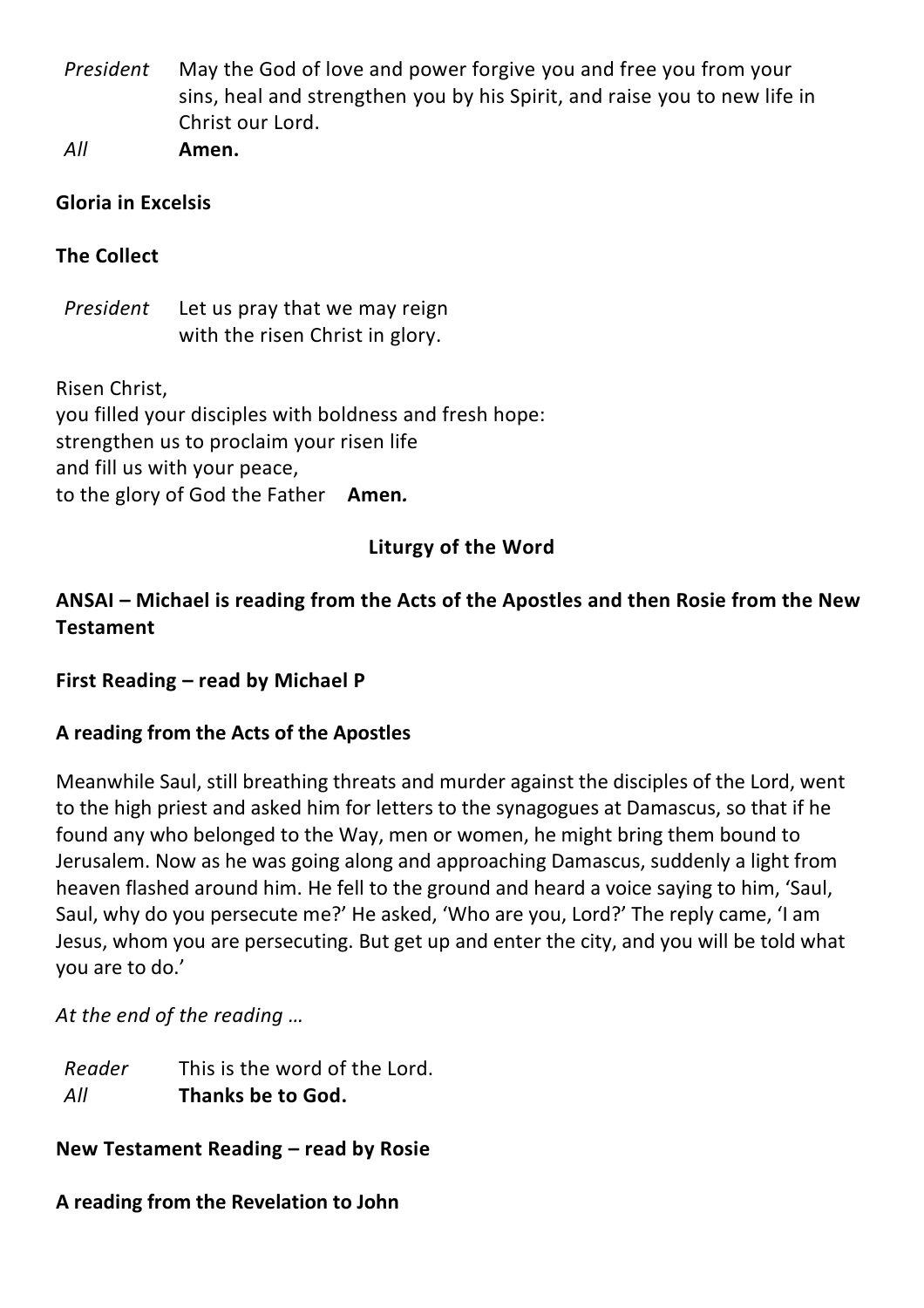*President* May the God of love and power forgive you and free you from your sins, heal and strengthen you by his Spirit, and raise you to new life in Christ our Lord.

*All* **Amen.**

**Gloria in Excelsis**

**The Collect**

*President* Let us pray that we may reign
with the risen Christ in glory.

Risen Christ,
you filled your disciples with boldness and fresh hope:
strengthen us to proclaim your risen life
and fill us with your peace,
to the glory of God the Father **Amen.**

## Liturgy of the Word

**ANSAI – Michael is reading from the Acts of the Apostles and then Rosie from the New Testament**

**First Reading – read by Michael P**

**A reading from the Acts of the Apostles**

Meanwhile Saul, still breathing threats and murder against the disciples of the Lord, went to the high priest and asked him for letters to the synagogues at Damascus, so that if he found any who belonged to the Way, men or women, he might bring them bound to Jerusalem. Now as he was going along and approaching Damascus, suddenly a light from heaven flashed around him. He fell to the ground and heard a voice saying to him, 'Saul, Saul, why do you persecute me?' He asked, 'Who are you, Lord?' The reply came, 'I am Jesus, whom you are persecuting. But get up and enter the city, and you will be told what you are to do.'

*At the end of the reading …*

*Reader* This is the word of the Lord.

*All* **Thanks be to God.**

**New Testament Reading – read by Rosie**

**A reading from the Revelation to John**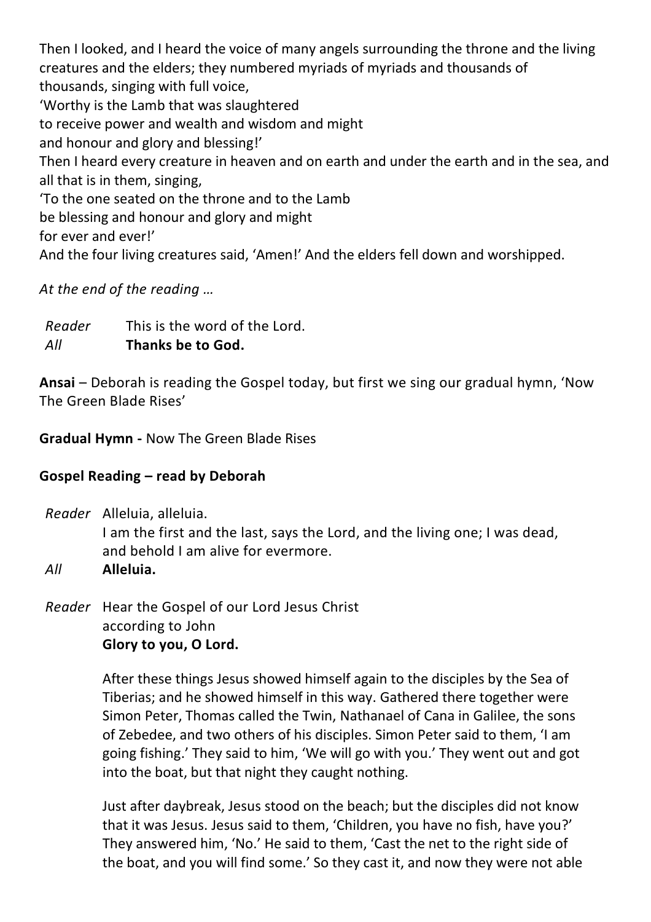Then I looked, and I heard the voice of many angels surrounding the throne and the living creatures and the elders; they numbered myriads of myriads and thousands of thousands, singing with full voice,
'Worthy is the Lamb that was slaughtered
to receive power and wealth and wisdom and might
and honour and glory and blessing!'
Then I heard every creature in heaven and on earth and under the earth and in the sea, and all that is in them, singing,
'To the one seated on the throne and to the Lamb
be blessing and honour and glory and might
for ever and ever!'
And the four living creatures said, 'Amen!' And the elders fell down and worshipped.

*At the end of the reading …*

*Reader* This is the word of the Lord.
*All* **Thanks be to God.**

**Ansai** – Deborah is reading the Gospel today, but first we sing our gradual hymn, 'Now The Green Blade Rises'

**Gradual Hymn -** Now The Green Blade Rises

**Gospel Reading – read by Deborah**

*Reader* Alleluia, alleluia.
I am the first and the last, says the Lord, and the living one; I was dead, and behold I am alive for evermore.
*All* **Alleluia.**

*Reader* Hear the Gospel of our Lord Jesus Christ
according to John
**Glory to you, O Lord.**

After these things Jesus showed himself again to the disciples by the Sea of Tiberias; and he showed himself in this way. Gathered there together were Simon Peter, Thomas called the Twin, Nathanael of Cana in Galilee, the sons of Zebedee, and two others of his disciples. Simon Peter said to them, 'I am going fishing.' They said to him, 'We will go with you.' They went out and got into the boat, but that night they caught nothing.

Just after daybreak, Jesus stood on the beach; but the disciples did not know that it was Jesus. Jesus said to them, 'Children, you have no fish, have you?' They answered him, 'No.' He said to them, 'Cast the net to the right side of the boat, and you will find some.' So they cast it, and now they were not able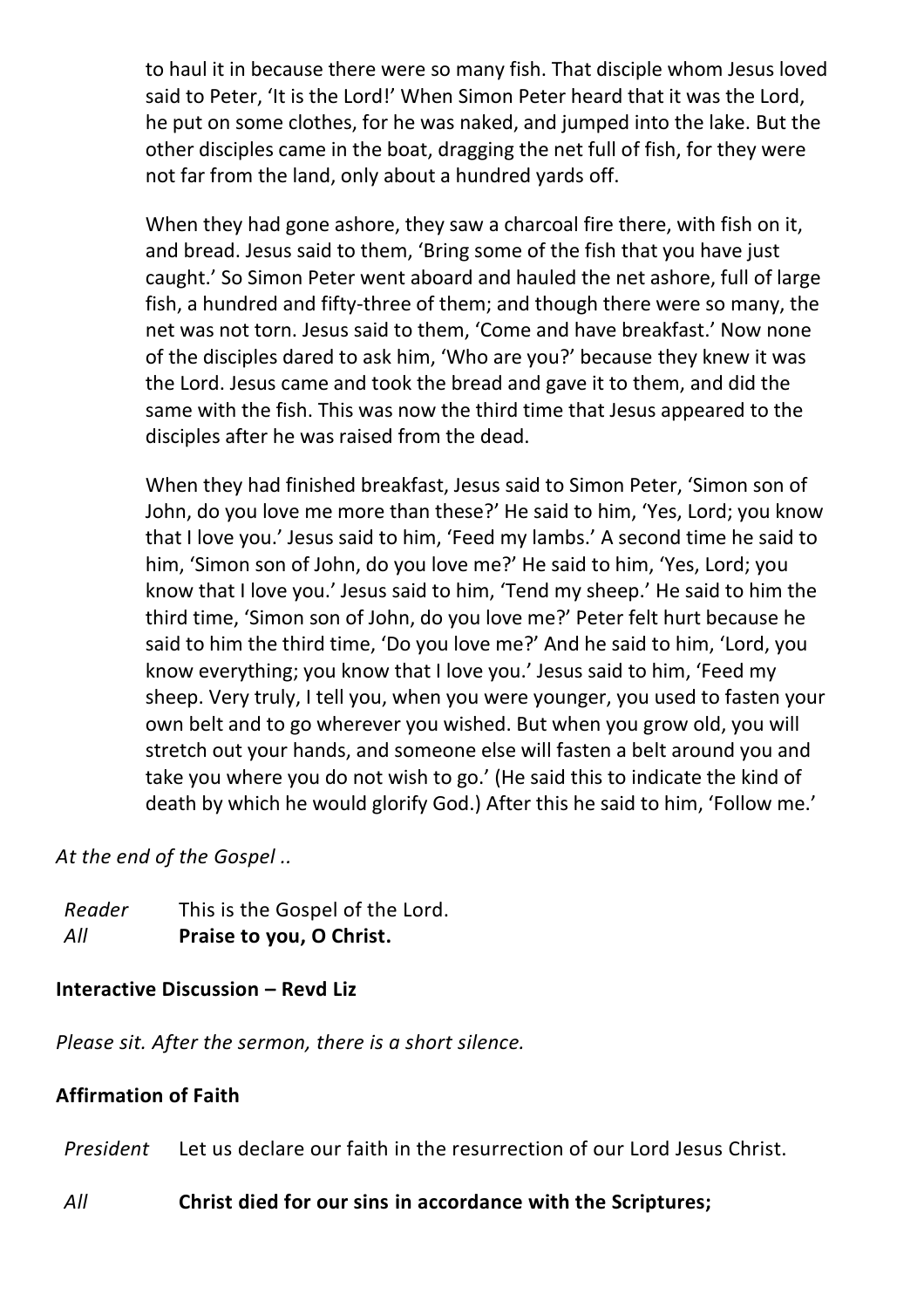to haul it in because there were so many fish. That disciple whom Jesus loved said to Peter, 'It is the Lord!' When Simon Peter heard that it was the Lord, he put on some clothes, for he was naked, and jumped into the lake. But the other disciples came in the boat, dragging the net full of fish, for they were not far from the land, only about a hundred yards off.

When they had gone ashore, they saw a charcoal fire there, with fish on it, and bread. Jesus said to them, 'Bring some of the fish that you have just caught.' So Simon Peter went aboard and hauled the net ashore, full of large fish, a hundred and fifty-three of them; and though there were so many, the net was not torn. Jesus said to them, 'Come and have breakfast.' Now none of the disciples dared to ask him, 'Who are you?' because they knew it was the Lord. Jesus came and took the bread and gave it to them, and did the same with the fish. This was now the third time that Jesus appeared to the disciples after he was raised from the dead.

When they had finished breakfast, Jesus said to Simon Peter, 'Simon son of John, do you love me more than these?' He said to him, 'Yes, Lord; you know that I love you.' Jesus said to him, 'Feed my lambs.' A second time he said to him, 'Simon son of John, do you love me?' He said to him, 'Yes, Lord; you know that I love you.' Jesus said to him, 'Tend my sheep.' He said to him the third time, 'Simon son of John, do you love me?' Peter felt hurt because he said to him the third time, 'Do you love me?' And he said to him, 'Lord, you know everything; you know that I love you.' Jesus said to him, 'Feed my sheep. Very truly, I tell you, when you were younger, you used to fasten your own belt and to go wherever you wished. But when you grow old, you will stretch out your hands, and someone else will fasten a belt around you and take you where you do not wish to go.' (He said this to indicate the kind of death by which he would glorify God.) After this he said to him, 'Follow me.'

*At the end of the Gospel ..*

*Reader* This is the Gospel of the Lord.
*All* **Praise to you, O Christ.**

**Interactive Discussion – Revd Liz**

*Please sit. After the sermon, there is a short silence.*

**Affirmation of Faith**

*President* Let us declare our faith in the resurrection of our Lord Jesus Christ.

*All* **Christ died for our sins in accordance with the Scriptures;**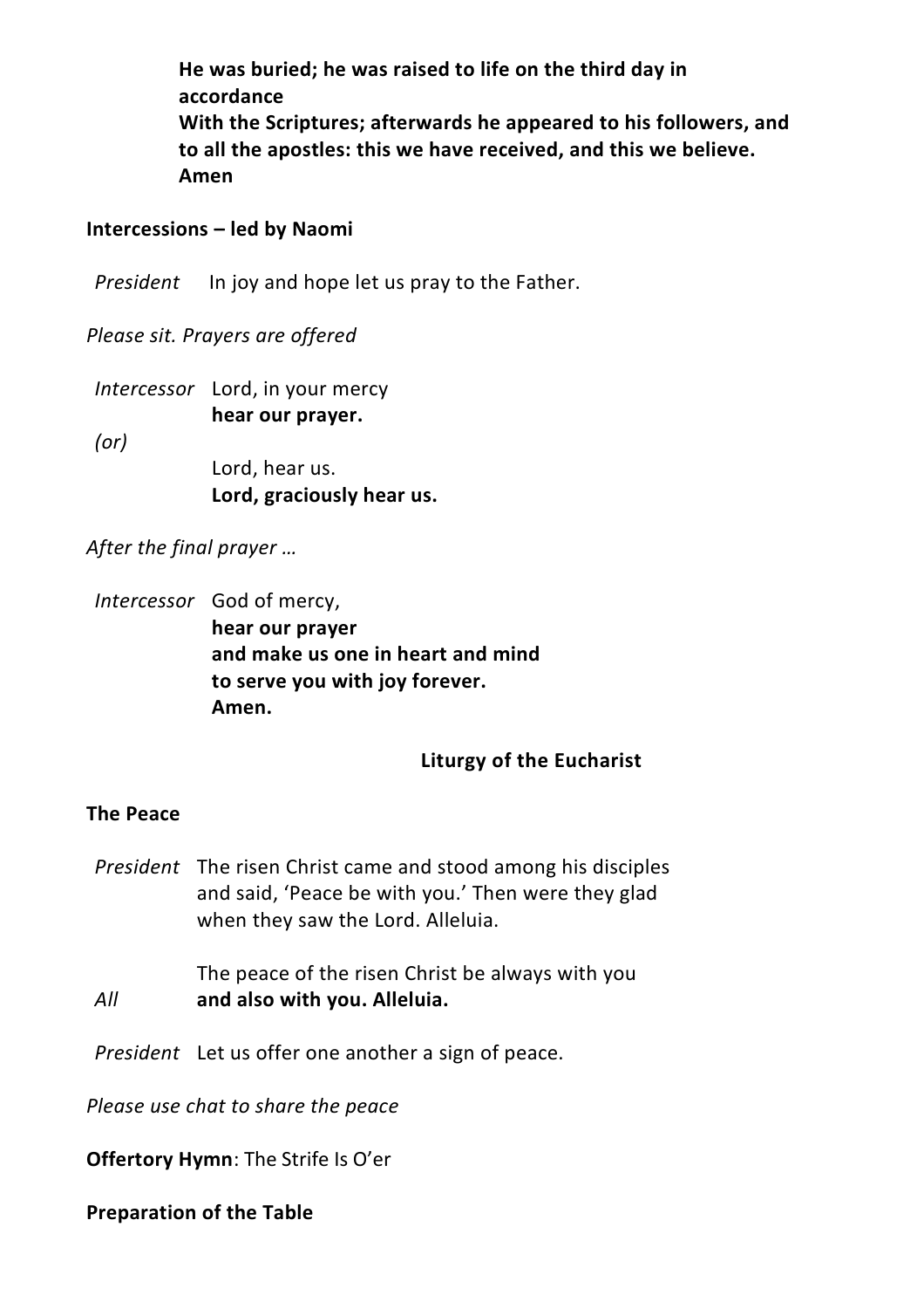**He was buried; he was raised to life on the third day in accordance**
**With the Scriptures; afterwards he appeared to his followers, and to all the apostles: this we have received, and this we believe. Amen**

**Intercessions – led by Naomi**

*President* In joy and hope let us pray to the Father.

*Please sit. Prayers are offered*

*Intercessor* Lord, in your mercy
**hear our prayer.**

*(or)*

Lord, hear us.
**Lord, graciously hear us.**

*After the final prayer …*

*Intercessor* God of mercy,
**hear our prayer**
**and make us one in heart and mind**
**to serve you with joy forever.**
**Amen.**

## Liturgy of the Eucharist

**The Peace**

*President* The risen Christ came and stood among his disciples and said, 'Peace be with you.' Then were they glad when they saw the Lord. Alleluia.

The peace of the risen Christ be always with you

*All* **and also with you. Alleluia.**

*President* Let us offer one another a sign of peace.

*Please use chat to share the peace*

**Offertory Hymn**: The Strife Is O'er

**Preparation of the Table**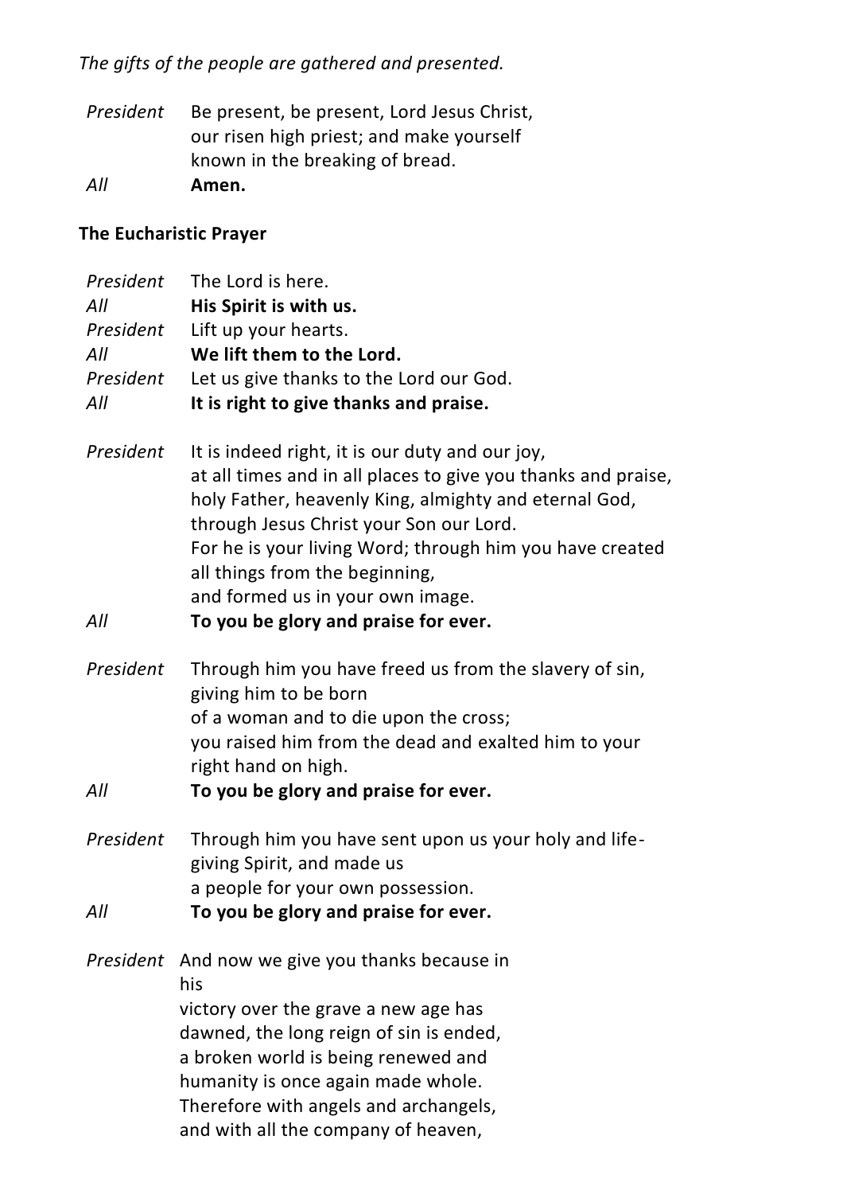*The gifts of the people are gathered and presented.*

*President* Be present, be present, Lord Jesus Christ,
our risen high priest; and make yourself
known in the breaking of bread.

*All* **Amen.**

**The Eucharistic Prayer**

*President* The Lord is here.
*All* **His Spirit is with us.**
*President* Lift up your hearts.
*All* **We lift them to the Lord.**
*President* Let us give thanks to the Lord our God.
*All* **It is right to give thanks and praise.**

*President* It is indeed right, it is our duty and our joy,
at all times and in all places to give you thanks and praise,
holy Father, heavenly King, almighty and eternal God,
through Jesus Christ your Son our Lord.
For he is your living Word; through him you have created
all things from the beginning,
and formed us in your own image.

*All* **To you be glory and praise for ever.**

*President* Through him you have freed us from the slavery of sin,
giving him to be born
of a woman and to die upon the cross;
you raised him from the dead and exalted him to your
right hand on high.

*All* **To you be glory and praise for ever.**

*President* Through him you have sent upon us your holy and life-giving Spirit, and made us
a people for your own possession.

*All* **To you be glory and praise for ever.**

*President* And now we give you thanks because in
his
victory over the grave a new age has
dawned, the long reign of sin is ended,
a broken world is being renewed and
humanity is once again made whole.
Therefore with angels and archangels,
and with all the company of heaven,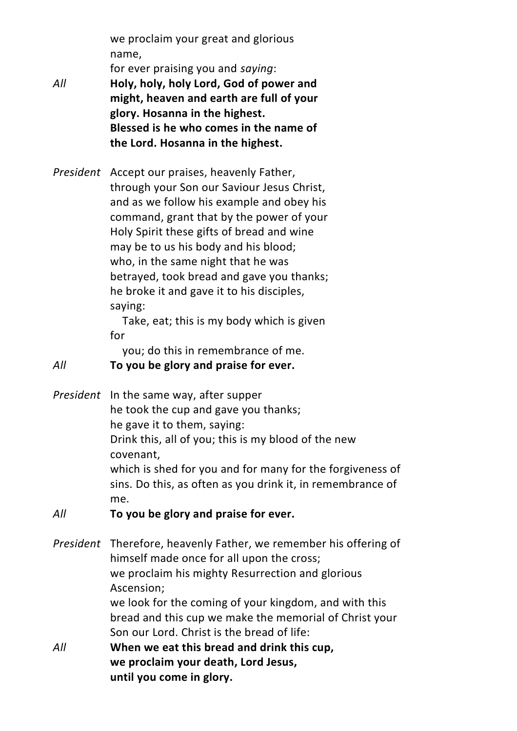we proclaim your great and glorious name,
for ever praising you and *saying*:

*All* **Holy, holy, holy Lord, God of power and might, heaven and earth are full of your glory. Hosanna in the highest.
Blessed is he who comes in the name of the Lord. Hosanna in the highest.**

*President* Accept our praises, heavenly Father,
through your Son our Saviour Jesus Christ,
and as we follow his example and obey his command, grant that by the power of your Holy Spirit these gifts of bread and wine may be to us his body and his blood;
who, in the same night that he was betrayed, took bread and gave you thanks;
he broke it and gave it to his disciples, saying:
Take, eat; this is my body which is given for
you; do this in remembrance of me.

*All* **To you be glory and praise for ever.**

*President* In the same way, after supper
he took the cup and gave you thanks;
he gave it to them, saying:
Drink this, all of you; this is my blood of the new covenant,
which is shed for you and for many for the forgiveness of sins. Do this, as often as you drink it, in remembrance of me.

*All* **To you be glory and praise for ever.**

*President* Therefore, heavenly Father, we remember his offering of himself made once for all upon the cross;
we proclaim his mighty Resurrection and glorious Ascension;
we look for the coming of your kingdom, and with this bread and this cup we make the memorial of Christ your Son our Lord. Christ is the bread of life:

*All* **When we eat this bread and drink this cup,
we proclaim your death, Lord Jesus,
until you come in glory.**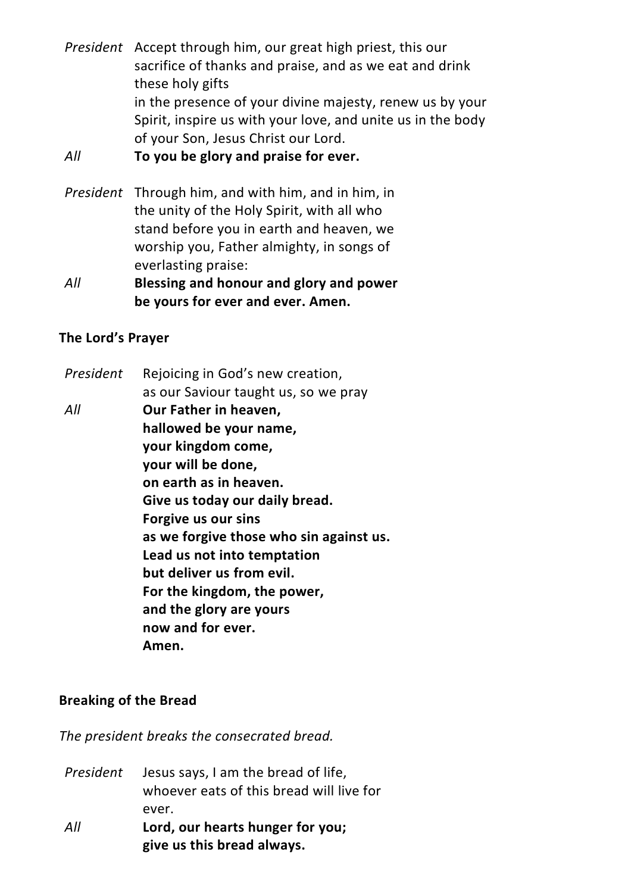*President* Accept through him, our great high priest, this our sacrifice of thanks and praise, and as we eat and drink these holy gifts
in the presence of your divine majesty, renew us by your Spirit, inspire us with your love, and unite us in the body of your Son, Jesus Christ our Lord.

*All* **To you be glory and praise for ever.**

*President* Through him, and with him, and in him, in the unity of the Holy Spirit, with all who stand before you in earth and heaven, we worship you, Father almighty, in songs of everlasting praise:

*All* **Blessing and honour and glory and power**
**be yours for ever and ever. Amen.**

**The Lord's Prayer**

*President* Rejoicing in God's new creation,
as our Saviour taught us, so we pray

*All* **Our Father in heaven,**
**hallowed be your name,**
**your kingdom come,**
**your will be done,**
**on earth as in heaven.**
**Give us today our daily bread.**
**Forgive us our sins**
**as we forgive those who sin against us.**
**Lead us not into temptation**
**but deliver us from evil.**
**For the kingdom, the power,**
**and the glory are yours**
**now and for ever.**
**Amen.**

**Breaking of the Bread**

*The president breaks the consecrated bread.*

*President* Jesus says, I am the bread of life,
whoever eats of this bread will live for ever.

*All* **Lord, our hearts hunger for you;**
**give us this bread always.**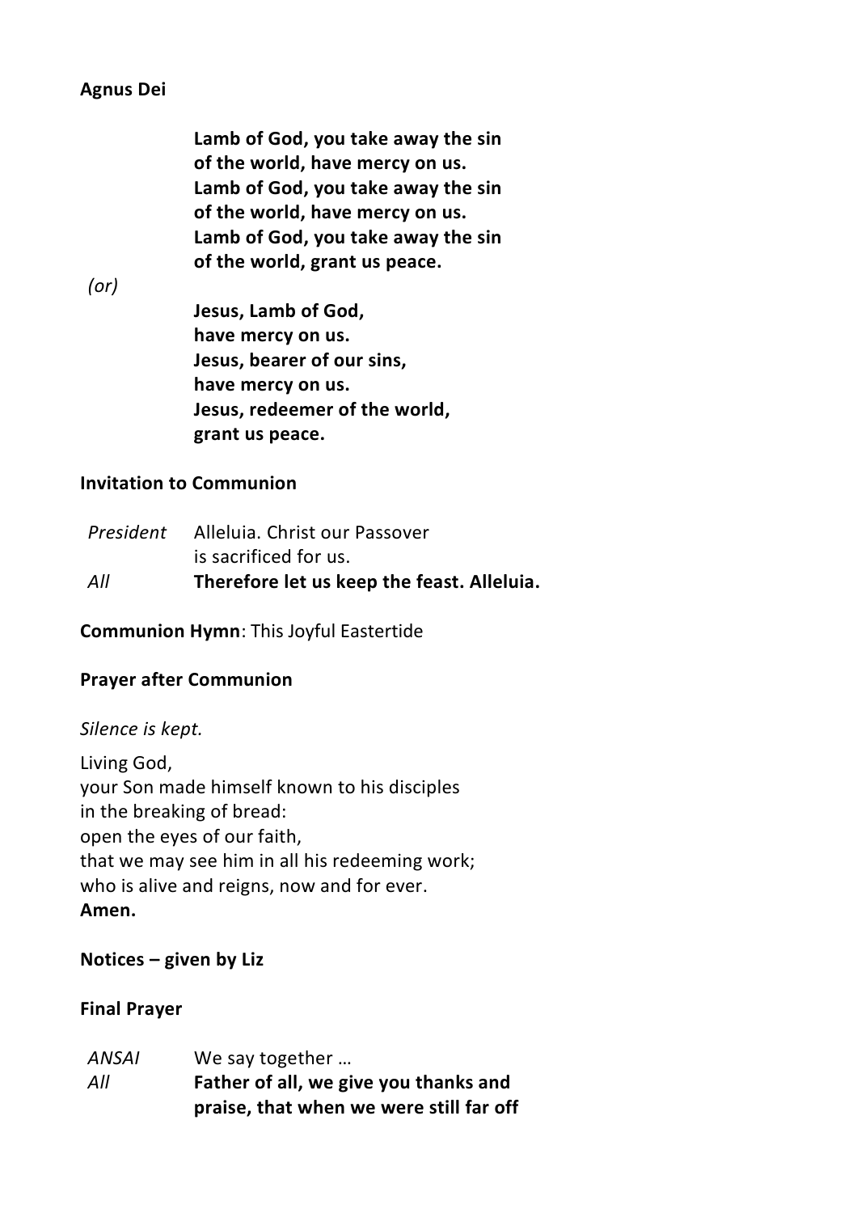**Agnus Dei**

**Lamb of God, you take away the sin**
**of the world, have mercy on us.**
**Lamb of God, you take away the sin**
**of the world, have mercy on us.**
**Lamb of God, you take away the sin**
**of the world, grant us peace.**

*(or)*

**Jesus, Lamb of God,**
**have mercy on us.**
**Jesus, bearer of our sins,**
**have mercy on us.**
**Jesus, redeemer of the world,**
**grant us peace.**

**Invitation to Communion**

*President* Alleluia. Christ our Passover
is sacrificed for us.
*All* **Therefore let us keep the feast. Alleluia.**

**Communion Hymn**: This Joyful Eastertide

**Prayer after Communion**

*Silence is kept.*

Living God,
your Son made himself known to his disciples
in the breaking of bread:
open the eyes of our faith,
that we may see him in all his redeeming work;
who is alive and reigns, now and for ever.
**Amen.**

**Notices – given by Liz**

**Final Prayer**

*ANSAI* We say together …
*All* **Father of all, we give you thanks and**
**praise, that when we were still far off**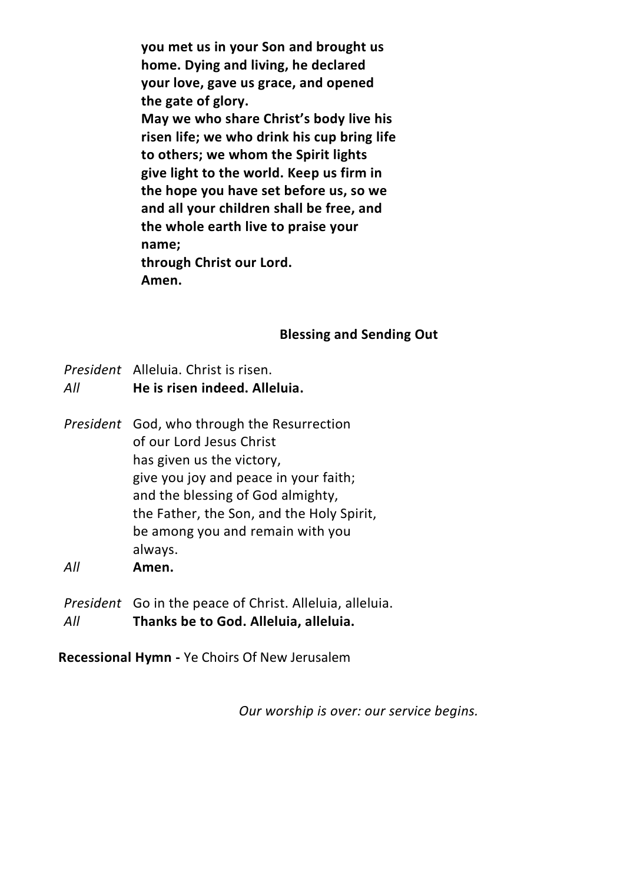**you met us in your Son and brought us home. Dying and living, he declared your love, gave us grace, and opened the gate of glory.**
**May we who share Christ's body live his risen life; we who drink his cup bring life to others; we whom the Spirit lights give light to the world. Keep us firm in the hope you have set before us, so we and all your children shall be free, and the whole earth live to praise your name;**
**through Christ our Lord.**
**Amen.**

## Blessing and Sending Out

*President* Alleluia. Christ is risen.
*All* **He is risen indeed. Alleluia.**

*President* God, who through the Resurrection
of our Lord Jesus Christ
has given us the victory,
give you joy and peace in your faith;
and the blessing of God almighty,
the Father, the Son, and the Holy Spirit,
be among you and remain with you
always.
*All* **Amen.**

*President* Go in the peace of Christ. Alleluia, alleluia.
*All* **Thanks be to God. Alleluia, alleluia.**

**Recessional Hymn -** Ye Choirs Of New Jerusalem

*Our worship is over: our service begins.*